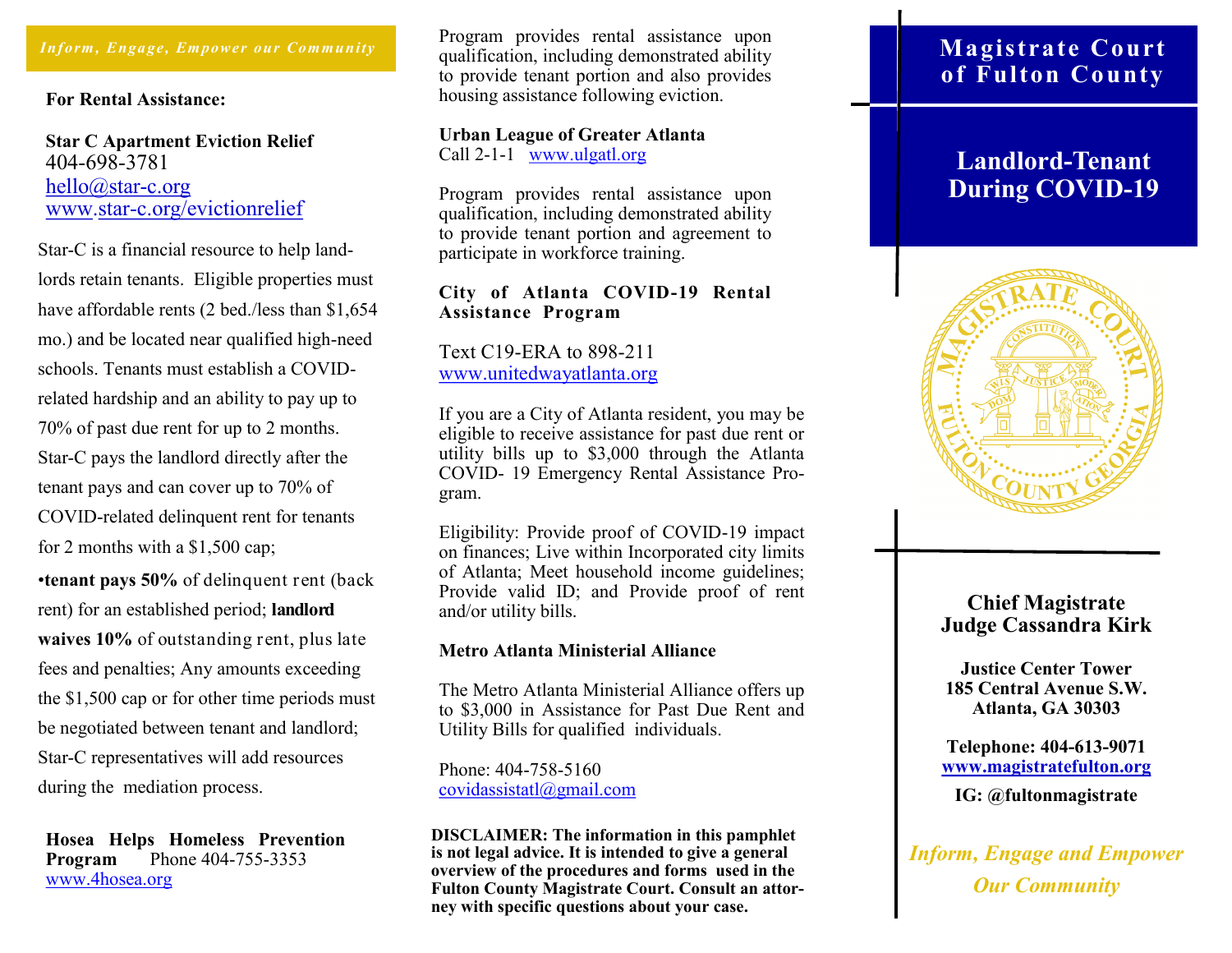*Inform, Engage, Empower our Community*

**For Rental Assistance:**

**Star C Apartment Eviction Relief**
404-698-3781
hello@star-c.org
www.star-c.org/evictionrelief

Star-C is a financial resource to help landlords retain tenants. Eligible properties must have affordable rents (2 bed./less than $1,654 mo.) and be located near qualified high-need schools. Tenants must establish a COVID-related hardship and an ability to pay up to 70% of past due rent for up to 2 months. Star-C pays the landlord directly after the tenant pays and can cover up to 70% of COVID-related delinquent rent for tenants for 2 months with a $1,500 cap;

•**tenant pays 50%** of delinquent rent (back rent) for an established period; **landlord waives 10%** of outstanding rent, plus late fees and penalties; Any amounts exceeding the $1,500 cap or for other time periods must be negotiated between tenant and landlord; Star-C representatives will add resources during the mediation process.

**Hosea Helps Homeless Prevention Program** Phone 404-755-3353
www.4hosea.org

Program provides rental assistance upon qualification, including demonstrated ability to provide tenant portion and also provides housing assistance following eviction.

**Urban League of Greater Atlanta**
Call 2-1-1 www.ulgatl.org

Program provides rental assistance upon qualification, including demonstrated ability to provide tenant portion and agreement to participate in workforce training.

**City of Atlanta COVID-19 Rental Assistance Program**

Text C19-ERA to 898-211
www.unitedwayatlanta.org

If you are a City of Atlanta resident, you may be eligible to receive assistance for past due rent or utility bills up to $3,000 through the Atlanta COVID- 19 Emergency Rental Assistance Program.

Eligibility: Provide proof of COVID-19 impact on finances; Live within Incorporated city limits of Atlanta; Meet household income guidelines; Provide valid ID; and Provide proof of rent and/or utility bills.

**Metro Atlanta Ministerial Alliance**

The Metro Atlanta Ministerial Alliance offers up to $3,000 in Assistance for Past Due Rent and Utility Bills for qualified individuals.

Phone: 404-758-5160
covidassistatl@gmail.com

**DISCLAIMER: The information in this pamphlet is not legal advice. It is intended to give a general overview of the procedures and forms used in the Fulton County Magistrate Court. Consult an attorney with specific questions about your case.**

# Magistrate Court of Fulton County

## Landlord-Tenant During COVID-19

**Chief Magistrate**
**Judge Cassandra Kirk**

**Justice Center Tower**
**185 Central Avenue S.W.**
**Atlanta, GA 30303**

**Telephone: 404-613-9071**
**www.magistratefulton.org**

**IG: @fultonmagistrate**

***Inform, Engage and Empower Our Community***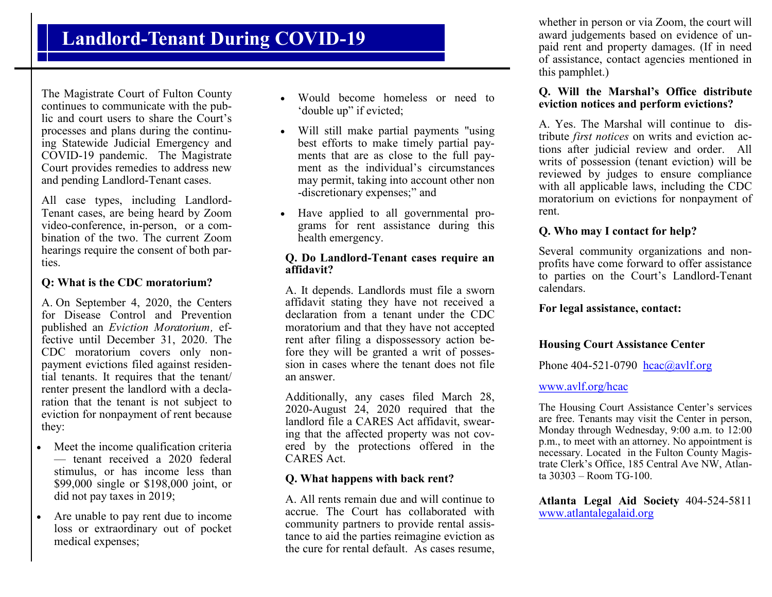# Landlord-Tenant During COVID-19

The Magistrate Court of Fulton County continues to communicate with the public and court users to share the Court's processes and plans during the continuing Statewide Judicial Emergency and COVID-19 pandemic. The Magistrate Court provides remedies to address new and pending Landlord-Tenant cases.

All case types, including Landlord-Tenant cases, are being heard by Zoom video-conference, in-person, or a combination of the two. The current Zoom hearings require the consent of both parties.

**Q: What is the CDC moratorium?**

A. On September 4, 2020, the Centers for Disease Control and Prevention published an *Eviction Moratorium,* effective until December 31, 2020. The CDC moratorium covers only nonpayment evictions filed against residential tenants. It requires that the tenant/renter present the landlord with a declaration that the tenant is not subject to eviction for nonpayment of rent because they:

- Meet the income qualification criteria — tenant received a 2020 federal stimulus, or has income less than $99,000 single or $198,000 joint, or did not pay taxes in 2019;
- Are unable to pay rent due to income loss or extraordinary out of pocket medical expenses;
- Would become homeless or need to 'double up" if evicted;
- Will still make partial payments "using best efforts to make timely partial payments that are as close to the full payment as the individual's circumstances may permit, taking into account other non-discretionary expenses;" and
- Have applied to all governmental programs for rent assistance during this health emergency.

**Q. Do Landlord-Tenant cases require an affidavit?**

A. It depends. Landlords must file a sworn affidavit stating they have not received a declaration from a tenant under the CDC moratorium and that they have not accepted rent after filing a dispossessory action before they will be granted a writ of possession in cases where the tenant does not file an answer.

Additionally, any cases filed March 28, 2020-August 24, 2020 required that the landlord file a CARES Act affidavit, swearing that the affected property was not covered by the protections offered in the CARES Act.

**Q. What happens with back rent?**

A. All rents remain due and will continue to accrue. The Court has collaborated with community partners to provide rental assistance to aid the parties reimagine eviction as the cure for rental default. As cases resume, whether in person or via Zoom, the court will award judgements based on evidence of unpaid rent and property damages. (If in need of assistance, contact agencies mentioned in this pamphlet.)

**Q. Will the Marshal's Office distribute eviction notices and perform evictions?**

A. Yes. The Marshal will continue to distribute *first notices* on writs and eviction actions after judicial review and order. All writs of possession (tenant eviction) will be reviewed by judges to ensure compliance with all applicable laws, including the CDC moratorium on evictions for nonpayment of rent.

**Q. Who may I contact for help?**

Several community organizations and non-profits have come forward to offer assistance to parties on the Court's Landlord-Tenant calendars.

**For legal assistance, contact:**

**Housing Court Assistance Center**

Phone 404-521-0790 hcac@avlf.org

www.avlf.org/hcac

The Housing Court Assistance Center's services are free. Tenants may visit the Center in person, Monday through Wednesday, 9:00 a.m. to 12:00 p.m., to meet with an attorney. No appointment is necessary. Located in the Fulton County Magistrate Clerk's Office, 185 Central Ave NW, Atlanta 30303 – Room TG-100.

**Atlanta Legal Aid Society** 404-524-5811 www.atlantalegalaid.org